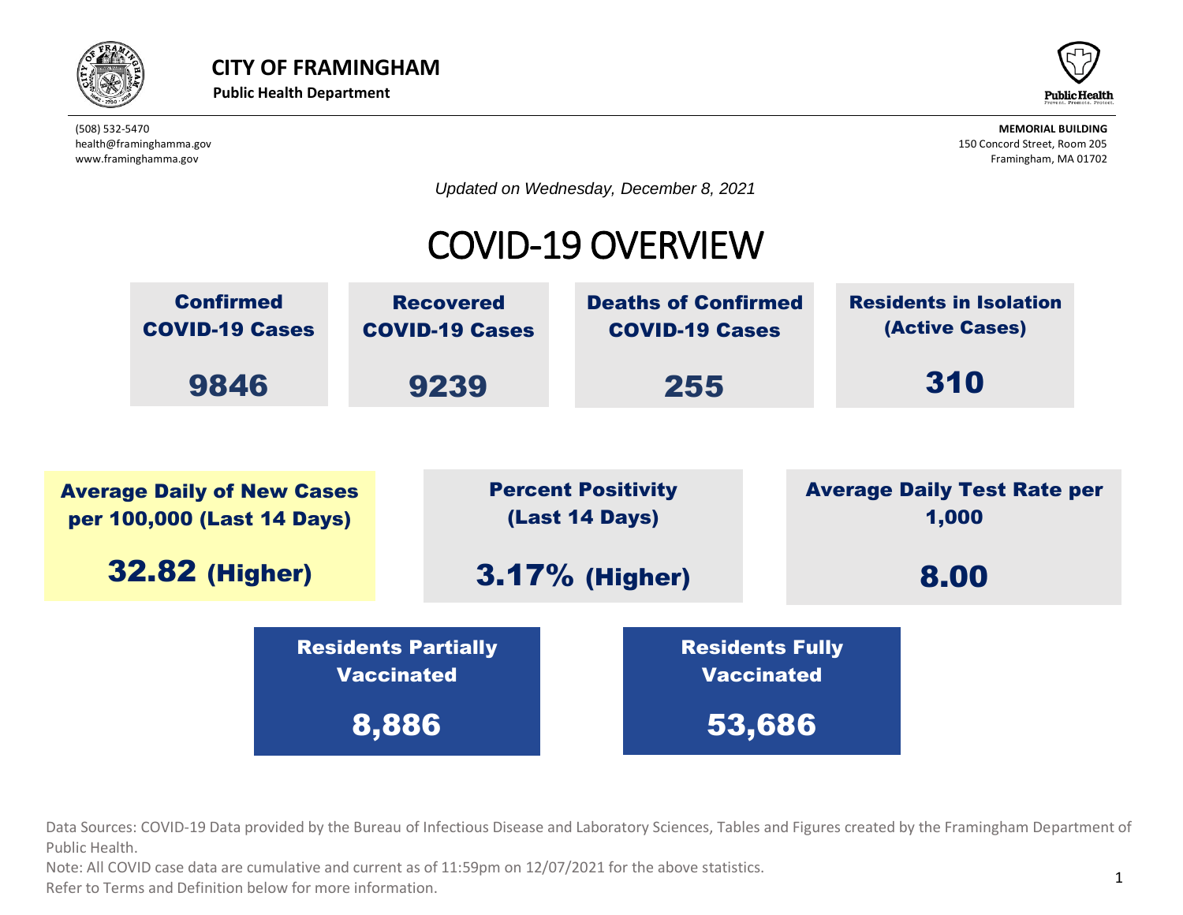**CITY OF FRAMINGHAM**
**Public Health Department**

(508) 532-5470
health@framinghamma.gov
www.framinghamma.gov

**MEMORIAL BUILDING**
150 Concord Street, Room 205
Framingham, MA 01702

*Updated on Wednesday, December 8, 2021*

# COVID-19 OVERVIEW

| Confirmed COVID-19 Cases | Recovered COVID-19 Cases | Deaths of Confirmed COVID-19 Cases | Residents in Isolation (Active Cases) |
|---|---|---|---|
| 9846 | 9239 | 255 | 310 |

| Average Daily of New Cases per 100,000 (Last 14 Days) | Percent Positivity (Last 14 Days) | Average Daily Test Rate per 1,000 |
|---|---|---|
| 32.82 (Higher) | 3.17% (Higher) | 8.00 |

| Residents Partially Vaccinated | Residents Fully Vaccinated |
|---|---|
| 8,886 | 53,686 |

Data Sources: COVID-19 Data provided by the Bureau of Infectious Disease and Laboratory Sciences, Tables and Figures created by the Framingham Department of Public Health.
Note: All COVID case data are cumulative and current as of 11:59pm on 12/07/2021 for the above statistics.
Refer to Terms and Definition below for more information.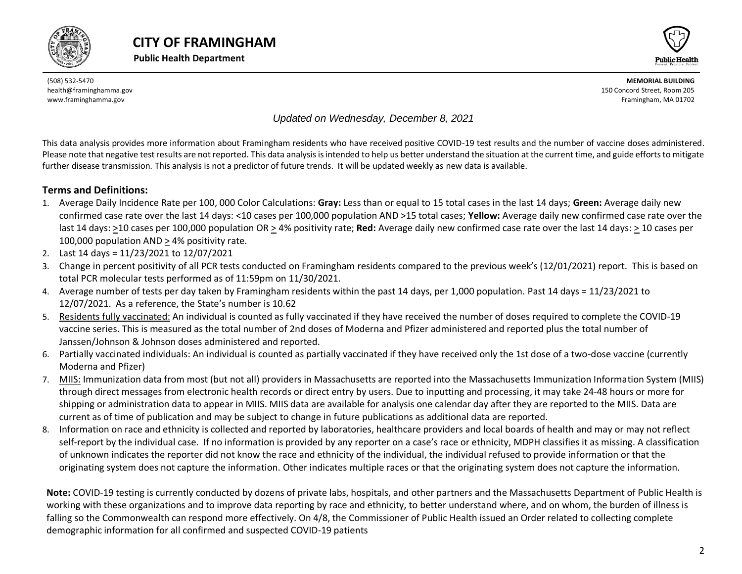# CITY OF FRAMINGHAM

**Public Health Department**

(508) 532-5470
health@framinghamma.gov
www.framinghamma.gov

**MEMORIAL BUILDING**
150 Concord Street, Room 205
Framingham, MA 01702

*Updated on Wednesday, December 8, 2021*

This data analysis provides more information about Framingham residents who have received positive COVID-19 test results and the number of vaccine doses administered. Please note that negative test results are not reported. This data analysis is intended to help us better understand the situation at the current time, and guide efforts to mitigate further disease transmission. This analysis is not a predictor of future trends. It will be updated weekly as new data is available.

## Terms and Definitions:

1. Average Daily Incidence Rate per 100, 000 Color Calculations: **Gray:** Less than or equal to 15 total cases in the last 14 days; **Green:** Average daily new confirmed case rate over the last 14 days: <10 cases per 100,000 population AND >15 total cases; **Yellow:** Average daily new confirmed case rate over the last 14 days: ≥10 cases per 100,000 population OR ≥ 4% positivity rate; **Red:** Average daily new confirmed case rate over the last 14 days: ≥ 10 cases per 100,000 population AND ≥ 4% positivity rate.
2. Last 14 days = 11/23/2021 to 12/07/2021
3. Change in percent positivity of all PCR tests conducted on Framingham residents compared to the previous week's (12/01/2021) report. This is based on total PCR molecular tests performed as of 11:59pm on 11/30/2021.
4. Average number of tests per day taken by Framingham residents within the past 14 days, per 1,000 population. Past 14 days = 11/23/2021 to 12/07/2021. As a reference, the State's number is 10.62
5. Residents fully vaccinated: An individual is counted as fully vaccinated if they have received the number of doses required to complete the COVID-19 vaccine series. This is measured as the total number of 2nd doses of Moderna and Pfizer administered and reported plus the total number of Janssen/Johnson & Johnson doses administered and reported.
6. Partially vaccinated individuals: An individual is counted as partially vaccinated if they have received only the 1st dose of a two-dose vaccine (currently Moderna and Pfizer)
7. MIIS: Immunization data from most (but not all) providers in Massachusetts are reported into the Massachusetts Immunization Information System (MIIS) through direct messages from electronic health records or direct entry by users. Due to inputting and processing, it may take 24-48 hours or more for shipping or administration data to appear in MIIS. MIIS data are available for analysis one calendar day after they are reported to the MIIS. Data are current as of time of publication and may be subject to change in future publications as additional data are reported.
8. Information on race and ethnicity is collected and reported by laboratories, healthcare providers and local boards of health and may or may not reflect self-report by the individual case. If no information is provided by any reporter on a case's race or ethnicity, MDPH classifies it as missing. A classification of unknown indicates the reporter did not know the race and ethnicity of the individual, the individual refused to provide information or that the originating system does not capture the information. Other indicates multiple races or that the originating system does not capture the information.

**Note:** COVID-19 testing is currently conducted by dozens of private labs, hospitals, and other partners and the Massachusetts Department of Public Health is working with these organizations and to improve data reporting by race and ethnicity, to better understand where, and on whom, the burden of illness is falling so the Commonwealth can respond more effectively. On 4/8, the Commissioner of Public Health issued an Order related to collecting complete demographic information for all confirmed and suspected COVID-19 patients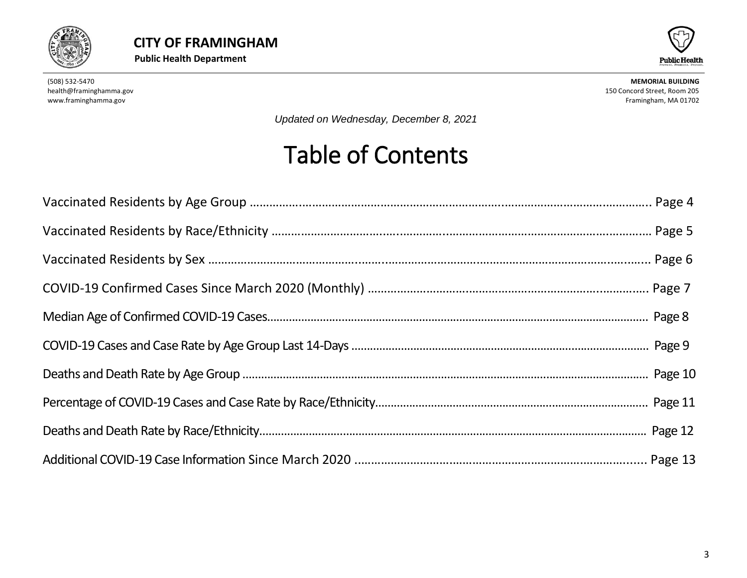**CITY OF FRAMINGHAM**

**Public Health Department**

(508) 532-5470
health@framinghamma.gov
www.framinghamma.gov

**MEMORIAL BUILDING**
150 Concord Street, Room 205
Framingham, MA 01702

*Updated on Wednesday, December 8, 2021*

# Table of Contents

Vaccinated Residents by Age Group .......... Page 4

Vaccinated Residents by Race/Ethnicity .......... Page 5

Vaccinated Residents by Sex .......... Page 6

COVID-19 Confirmed Cases Since March 2020 (Monthly) .......... Page 7

Median Age of Confirmed COVID-19 Cases.......... Page 8

COVID-19 Cases and Case Rate by Age Group Last 14-Days .......... Page 9

Deaths and Death Rate by Age Group .......... Page 10

Percentage of COVID-19 Cases and Case Rate by Race/Ethnicity.......... Page 11

Deaths and Death Rate by Race/Ethnicity.......... Page 12

Additional COVID-19 Case Information Since March 2020 .......... Page 13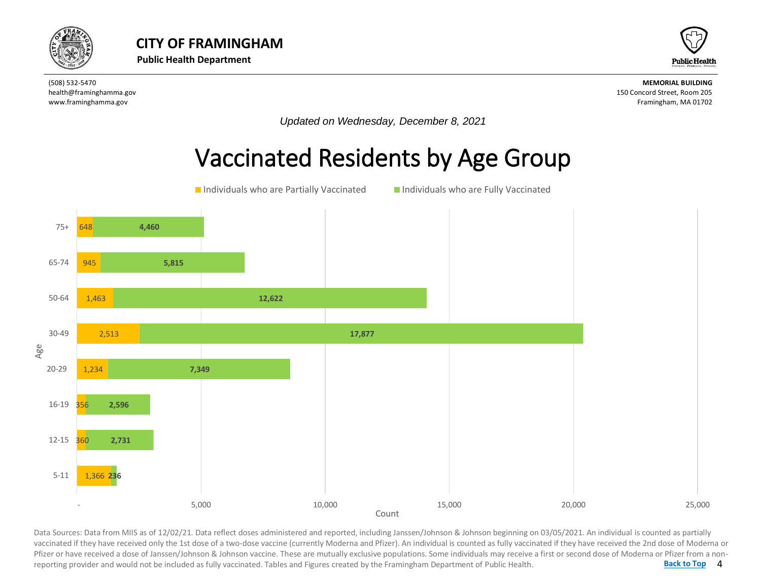**CITY OF FRAMINGHAM**

**Public Health Department**

(508) 532-5470
health@framinghamma.gov
www.framinghamma.gov

**MEMORIAL BUILDING**
150 Concord Street, Room 205
Framingham, MA 01702

*Updated on Wednesday, December 8, 2021*

# Vaccinated Residents by Age Group

| Age | Individuals who are Partially Vaccinated | Individuals who are Fully Vaccinated |
| --- | --- | --- |
| 75+ | 648 | 4,460 |
| 65-74 | 945 | 5,815 |
| 50-64 | 1,463 | 12,622 |
| 30-49 | 2,513 | 17,877 |
| 20-29 | 1,234 | 7,349 |
| 16-19 | 356 | 2,596 |
| 12-15 | 360 | 2,731 |
| 5-11 | 1,366 | 236 |

Data Sources: Data from MIIS as of 12/02/21. Data reflect doses administered and reported, including Janssen/Johnson & Johnson beginning on 03/05/2021. An individual is counted as partially vaccinated if they have received only the 1st dose of a two-dose vaccine (currently Moderna and Pfizer). An individual is counted as fully vaccinated if they have received the 2nd dose of Moderna or Pfizer or have received a dose of Janssen/Johnson & Johnson vaccine. These are mutually exclusive populations. Some individuals may receive a first or second dose of Moderna or Pfizer from a non-reporting provider and would not be included as fully vaccinated. Tables and Figures created by the Framingham Department of Public Health.

Back to Top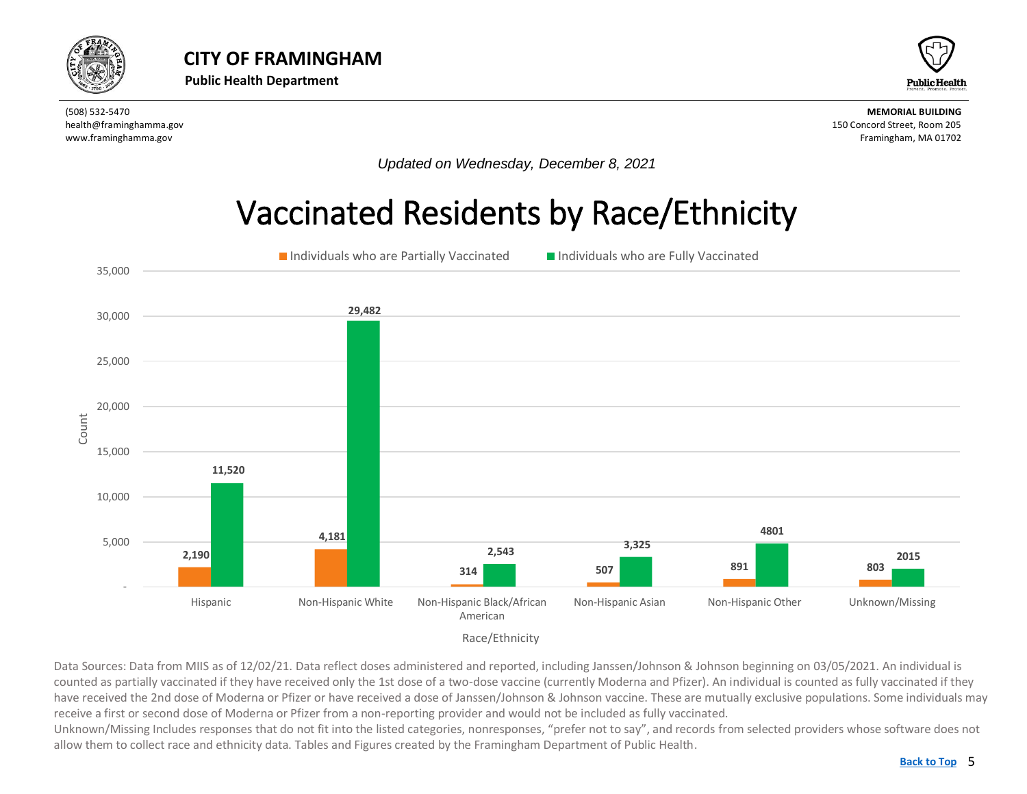# CITY OF FRAMINGHAM

**Public Health Department**

(508) 532-5470
health@framinghamma.gov
www.framinghamma.gov

**MEMORIAL BUILDING**
150 Concord Street, Room 205
Framingham, MA 01702

*Updated on Wednesday, December 8, 2021*

## Vaccinated Residents by Race/Ethnicity

| Race/Ethnicity | Individuals who are Partially Vaccinated | Individuals who are Fully Vaccinated |
| --- | --- | --- |
| Hispanic | 2,190 | 11,520 |
| Non-Hispanic White | 4,181 | 29,482 |
| Non-Hispanic Black/African American | 314 | 2,543 |
| Non-Hispanic Asian | 507 | 3,325 |
| Non-Hispanic Other | 891 | 4801 |
| Unknown/Missing | 803 | 2015 |

Data Sources: Data from MIIS as of 12/02/21. Data reflect doses administered and reported, including Janssen/Johnson & Johnson beginning on 03/05/2021. An individual is counted as partially vaccinated if they have received only the 1st dose of a two-dose vaccine (currently Moderna and Pfizer). An individual is counted as fully vaccinated if they have received the 2nd dose of Moderna or Pfizer or have received a dose of Janssen/Johnson & Johnson vaccine. These are mutually exclusive populations. Some individuals may receive a first or second dose of Moderna or Pfizer from a non-reporting provider and would not be included as fully vaccinated.
Unknown/Missing Includes responses that do not fit into the listed categories, nonresponses, "prefer not to say", and records from selected providers whose software does not allow them to collect race and ethnicity data. Tables and Figures created by the Framingham Department of Public Health.

Back to Top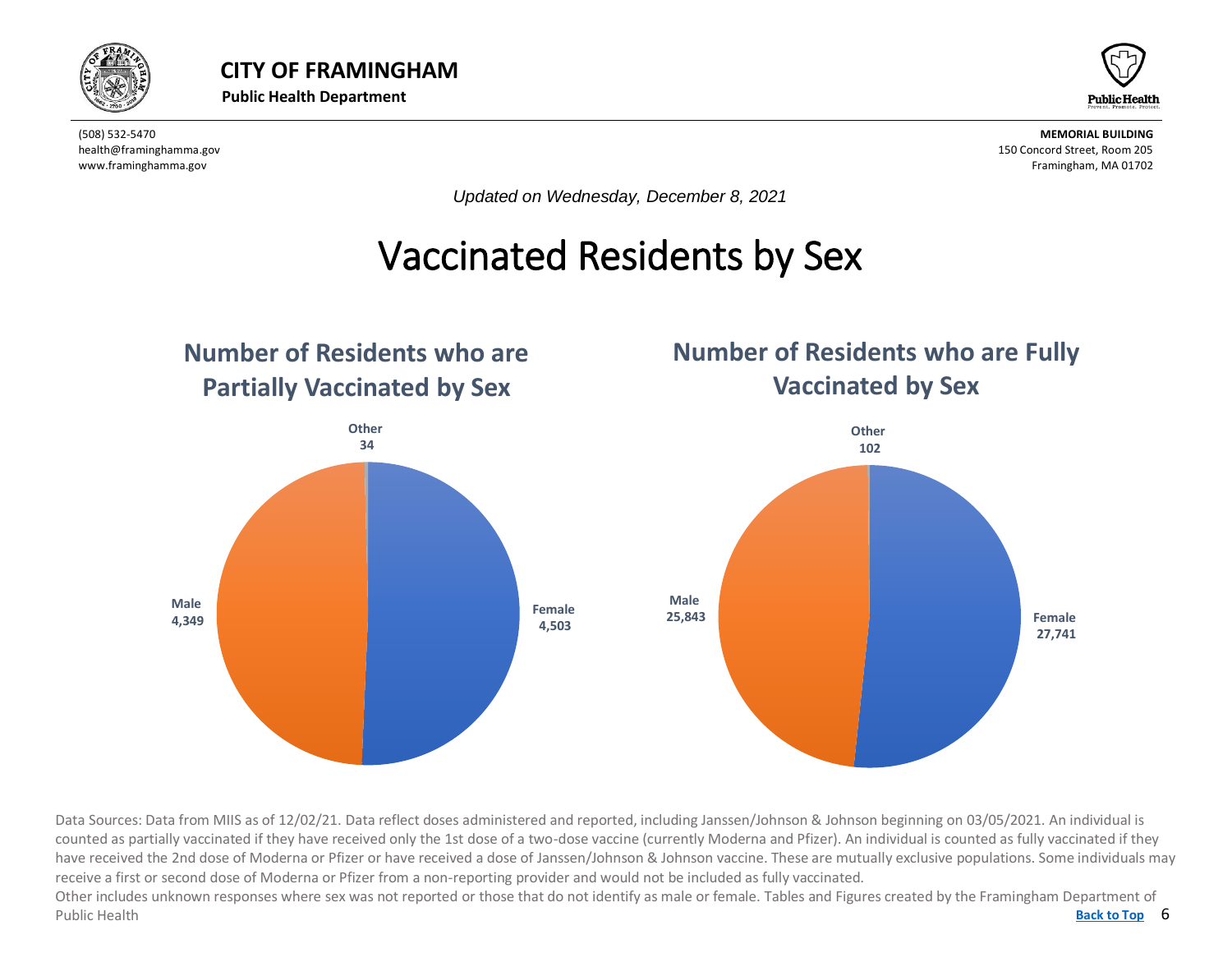# CITY OF FRAMINGHAM

**Public Health Department**

(508) 532-5470
health@framinghamma.gov
www.framinghamma.gov

**MEMORIAL BUILDING**
150 Concord Street, Room 205
Framingham, MA 01702

*Updated on Wednesday, December 8, 2021*

# Vaccinated Residents by Sex

## Number of Residents who are Partially Vaccinated by Sex

| Sex | Number |
| --- | --- |
| Female | 4,503 |
| Male | 4,349 |
| Other | 34 |

## Number of Residents who are Fully Vaccinated by Sex

| Sex | Number |
| --- | --- |
| Female | 27,741 |
| Male | 25,843 |
| Other | 102 |

Data Sources: Data from MIIS as of 12/02/21. Data reflect doses administered and reported, including Janssen/Johnson & Johnson beginning on 03/05/2021. An individual is counted as partially vaccinated if they have received only the 1st dose of a two-dose vaccine (currently Moderna and Pfizer). An individual is counted as fully vaccinated if they have received the 2nd dose of Moderna or Pfizer or have received a dose of Janssen/Johnson & Johnson vaccine. These are mutually exclusive populations. Some individuals may receive a first or second dose of Moderna or Pfizer from a non-reporting provider and would not be included as fully vaccinated.

Other includes unknown responses where sex was not reported or those that do not identify as male or female. Tables and Figures created by the Framingham Department of Public Health

**Back to Top**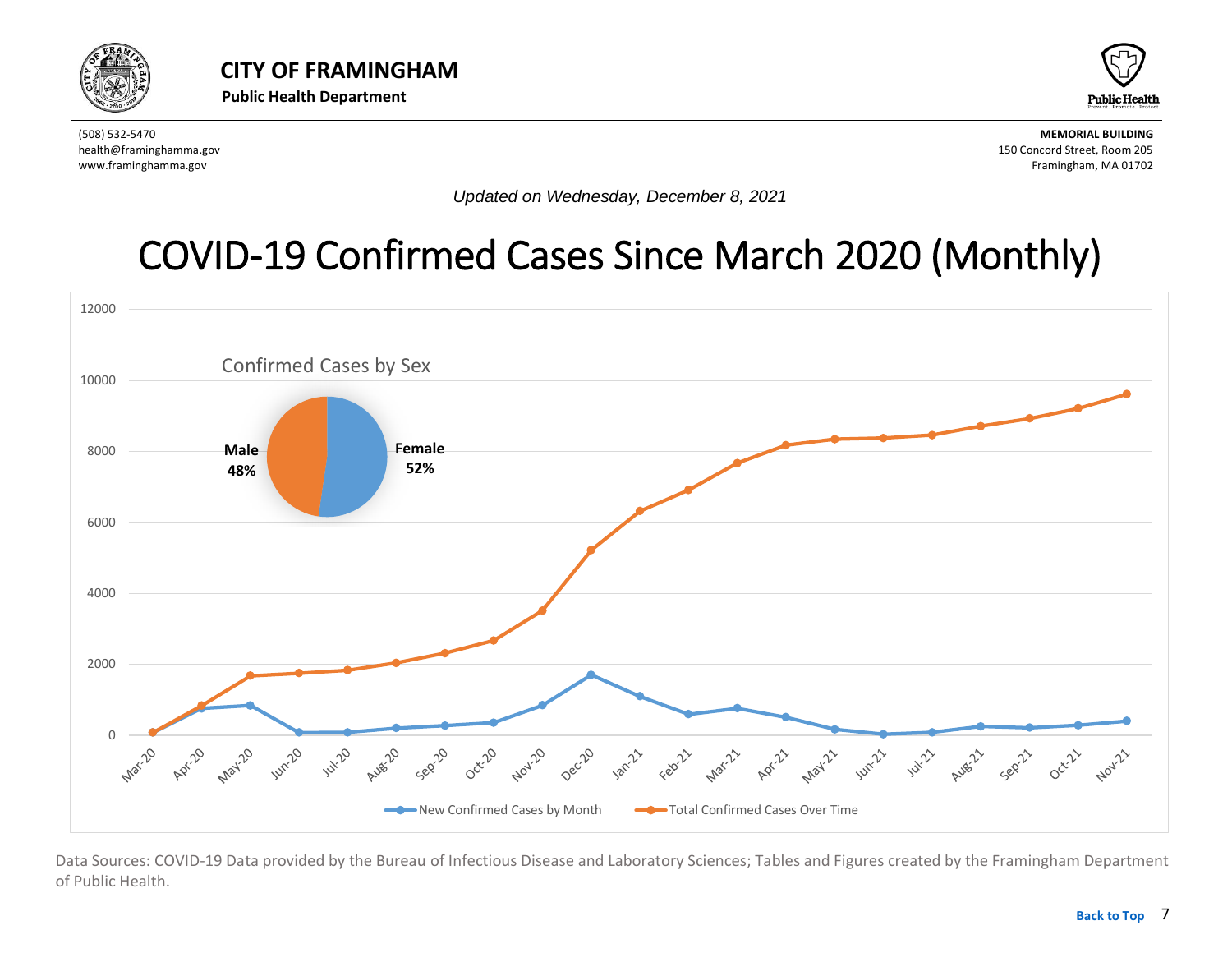# CITY OF FRAMINGHAM

**Public Health Department**

(508) 532-5470
health@framinghamma.gov
www.framinghamma.gov

**MEMORIAL BUILDING**
150 Concord Street, Room 205
Framingham, MA 01702

*Updated on Wednesday, December 8, 2021*

## COVID-19 Confirmed Cases Since March 2020 (Monthly)

Data Sources: COVID-19 Data provided by the Bureau of Infectious Disease and Laboratory Sciences; Tables and Figures created by the Framingham Department of Public Health.

Back to Top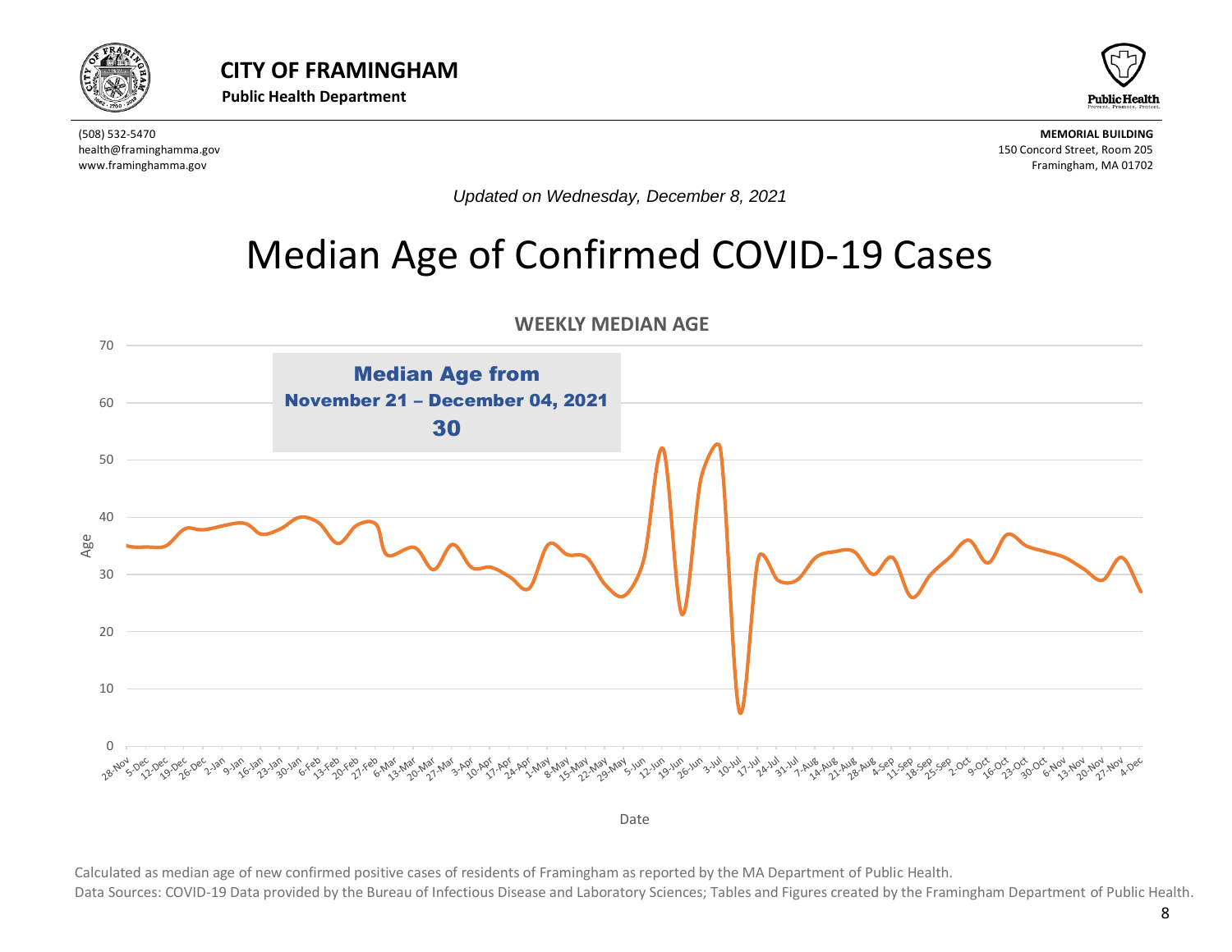**CITY OF FRAMINGHAM**

**Public Health Department**

(508) 532-5470
health@framinghamma.gov
www.framinghamma.gov

**MEMORIAL BUILDING**
150 Concord Street, Room 205
Framingham, MA 01702

*Updated on Wednesday, December 8, 2021*

# Median Age of Confirmed COVID-19 Cases

**WEEKLY MEDIAN AGE**

**Median Age from**
**November 21 – December 04, 2021**
**30**

Calculated as median age of new confirmed positive cases of residents of Framingham as reported by the MA Department of Public Health.

Data Sources: COVID-19 Data provided by the Bureau of Infectious Disease and Laboratory Sciences; Tables and Figures created by the Framingham Department of Public Health.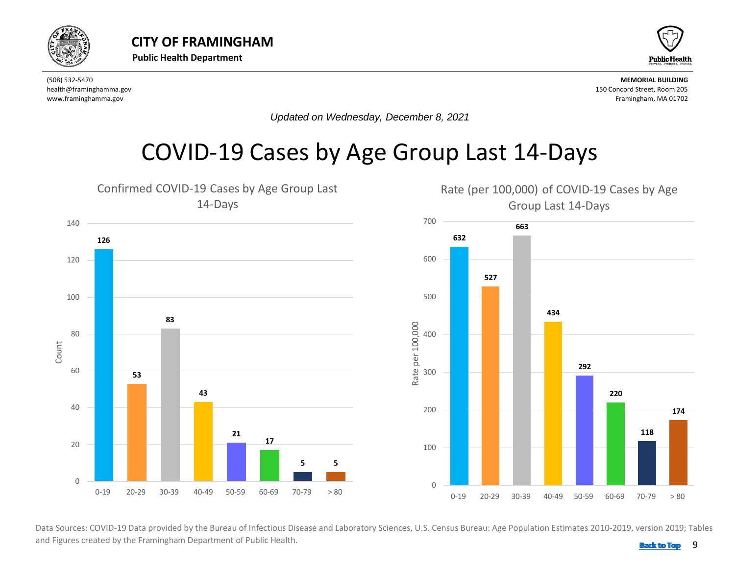**CITY OF FRAMINGHAM**
**Public Health Department**

(508) 532-5470
health@framinghamma.gov
www.framinghamma.gov

**MEMORIAL BUILDING**
150 Concord Street, Room 205
Framingham, MA 01702

*Updated on Wednesday, December 8, 2021*

# COVID-19 Cases by Age Group Last 14-Days

## Confirmed COVID-19 Cases by Age Group Last 14-Days

| Age Group | Count |
|---|---|
| 0-19 | 126 |
| 20-29 | 53 |
| 30-39 | 83 |
| 40-49 | 43 |
| 50-59 | 21 |
| 60-69 | 17 |
| 70-79 | 5 |
| > 80 | 5 |

## Rate (per 100,000) of COVID-19 Cases by Age Group Last 14-Days

| Age Group | Rate per 100,000 |
|---|---|
| 0-19 | 632 |
| 20-29 | 527 |
| 30-39 | 663 |
| 40-49 | 434 |
| 50-59 | 292 |
| 60-69 | 220 |
| 70-79 | 118 |
| > 80 | 174 |

Data Sources: COVID-19 Data provided by the Bureau of Infectious Disease and Laboratory Sciences, U.S. Census Bureau: Age Population Estimates 2010-2019, version 2019; Tables and Figures created by the Framingham Department of Public Health.

Back to Top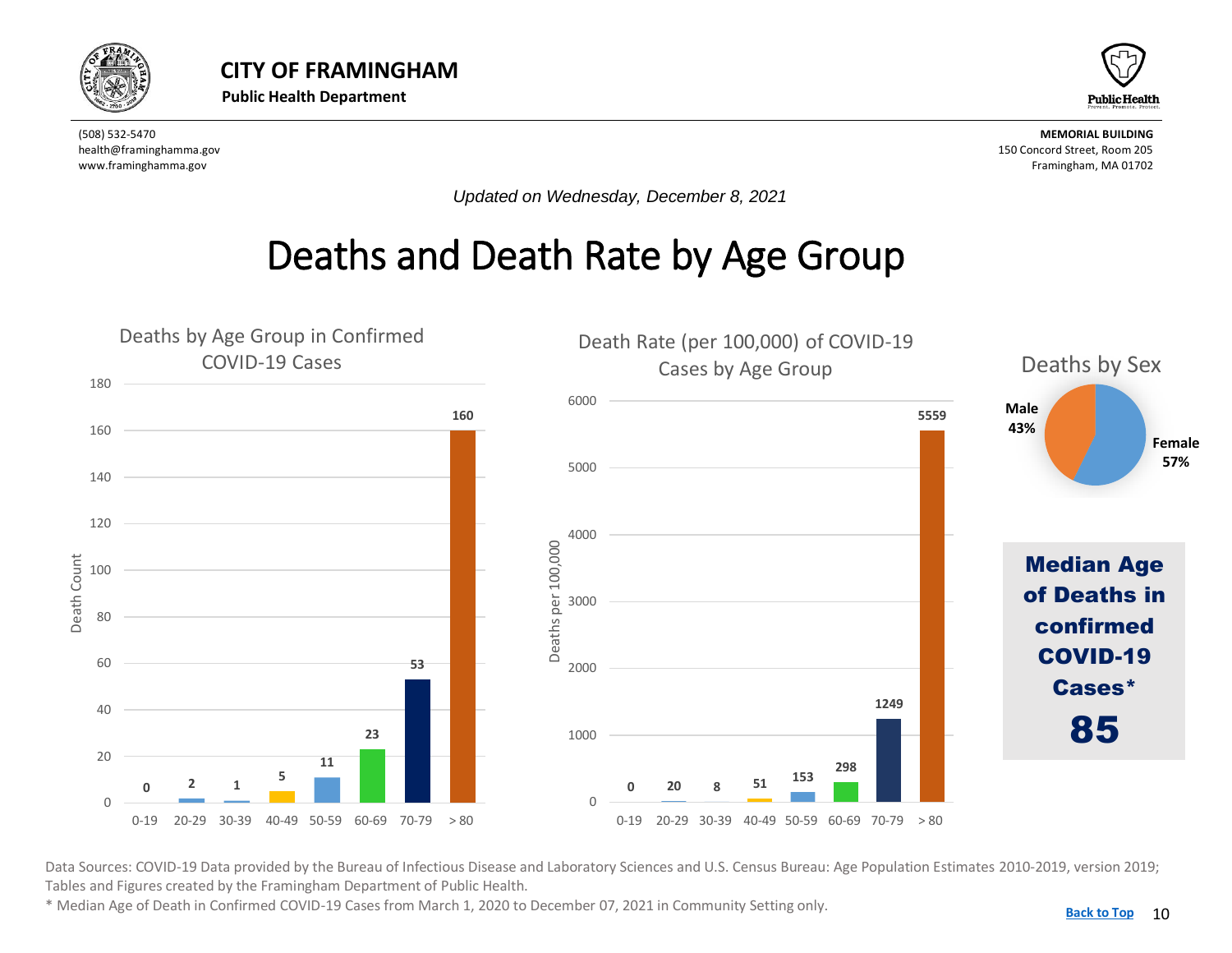# CITY OF FRAMINGHAM

**Public Health Department**

(508) 532-5470
health@framinghamma.gov
www.framinghamma.gov

**MEMORIAL BUILDING**
150 Concord Street, Room 205
Framingham, MA 01702

*Updated on Wednesday, December 8, 2021*

# Deaths and Death Rate by Age Group

## Deaths by Age Group in Confirmed COVID-19 Cases

| Age Group | Death Count |
|---|---|
| 0-19 | 0 |
| 20-29 | 2 |
| 30-39 | 1 |
| 40-49 | 5 |
| 50-59 | 11 |
| 60-69 | 23 |
| 70-79 | 53 |
| > 80 | 160 |

## Death Rate (per 100,000) of COVID-19 Cases by Age Group

| Age Group | Deaths per 100,000 |
|---|---|
| 0-19 | 0 |
| 20-29 | 20 |
| 30-39 | 8 |
| 40-49 | 51 |
| 50-59 | 153 |
| 60-69 | 298 |
| 70-79 | 1249 |
| > 80 | 5559 |

## Deaths by Sex

| Sex | Percent |
|---|---|
| Male | 43% |
| Female | 57% |

**Median Age of Deaths in confirmed COVID-19 Cases***

**85**

Data Sources: COVID-19 Data provided by the Bureau of Infectious Disease and Laboratory Sciences and U.S. Census Bureau: Age Population Estimates 2010-2019, version 2019; Tables and Figures created by the Framingham Department of Public Health.

* Median Age of Death in Confirmed COVID-19 Cases from March 1, 2020 to December 07, 2021 in Community Setting only.

Back to Top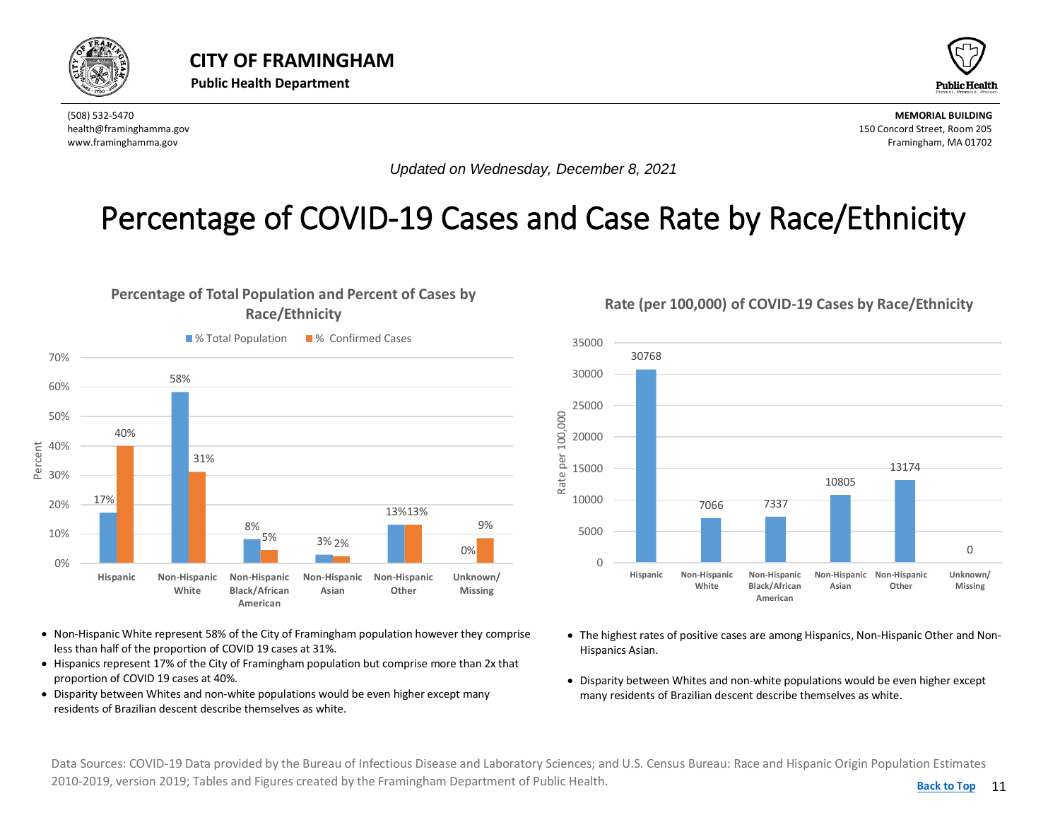# CITY OF FRAMINGHAM

**Public Health Department**

(508) 532-5470
health@framinghamma.gov
www.framinghamma.gov

**MEMORIAL BUILDING**
150 Concord Street, Room 205
Framingham, MA 01702

*Updated on Wednesday, December 8, 2021*

# Percentage of COVID-19 Cases and Case Rate by Race/Ethnicity

## Percentage of Total Population and Percent of Cases by Race/Ethnicity

| Race/Ethnicity | % Total Population | % Confirmed Cases |
|---|---|---|
| Hispanic | 17% | 40% |
| Non-Hispanic White | 58% | 31% |
| Non-Hispanic Black/African American | 8% | 5% |
| Non-Hispanic Asian | 3% | 2% |
| Non-Hispanic Other | 13% | 13% |
| Unknown/Missing | 0% | 9% |

- Non-Hispanic White represent 58% of the City of Framingham population however they comprise less than half of the proportion of COVID 19 cases at 31%.
- Hispanics represent 17% of the City of Framingham population but comprise more than 2x that proportion of COVID 19 cases at 40%.
- Disparity between Whites and non-white populations would be even higher except many residents of Brazilian descent describe themselves as white.

## Rate (per 100,000) of COVID-19 Cases by Race/Ethnicity

| Race/Ethnicity | Rate per 100,000 |
|---|---|
| Hispanic | 30768 |
| Non-Hispanic White | 7066 |
| Non-Hispanic Black/African American | 7337 |
| Non-Hispanic Asian | 10805 |
| Non-Hispanic Other | 13174 |
| Unknown/Missing | 0 |

- The highest rates of positive cases are among Hispanics, Non-Hispanic Other and Non-Hispanics Asian.
- Disparity between Whites and non-white populations would be even higher except many residents of Brazilian descent describe themselves as white.

Data Sources: COVID-19 Data provided by the Bureau of Infectious Disease and Laboratory Sciences; and U.S. Census Bureau: Race and Hispanic Origin Population Estimates 2010-2019, version 2019; Tables and Figures created by the Framingham Department of Public Health.

Back to Top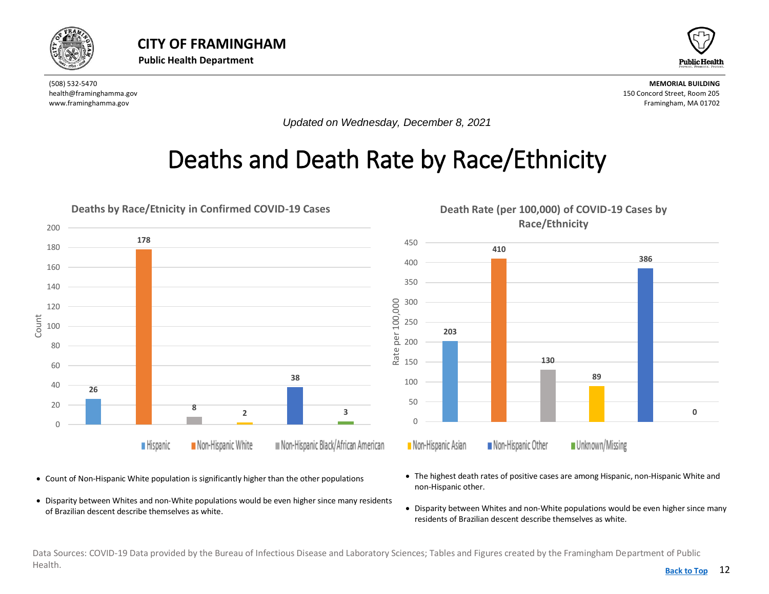# CITY OF FRAMINGHAM

**Public Health Department**

(508) 532-5470
health@framinghamma.gov
www.framinghamma.gov

**MEMORIAL BUILDING**
150 Concord Street, Room 205
Framingham, MA 01702

*Updated on Wednesday, December 8, 2021*

# Deaths and Death Rate by Race/Ethnicity

**Deaths by Race/Etnicity in Confirmed COVID-19 Cases**

| Race/Ethnicity | Count |
| --- | --- |
| Hispanic | 26 |
| Non-Hispanic White | 178 |
| Non-Hispanic Black/African American | 8 |
| Non-Hispanic Asian | 2 |
| Non-Hispanic Other | 38 |
| Unknown/Missing | 3 |

**Death Rate (per 100,000) of COVID-19 Cases by Race/Ethnicity**

| Race/Ethnicity | Rate per 100,000 |
| --- | --- |
| Hispanic | 203 |
| Non-Hispanic White | 410 |
| Non-Hispanic Black/African American | 130 |
| Non-Hispanic Asian | 89 |
| Non-Hispanic Other | 386 |
| Unknown/Missing | 0 |

- Count of Non-Hispanic White population is significantly higher than the other populations
- Disparity between Whites and non-White populations would be even higher since many residents of Brazilian descent describe themselves as white.

- The highest death rates of positive cases are among Hispanic, non-Hispanic White and non-Hispanic other.
- Disparity between Whites and non-White populations would be even higher since many residents of Brazilian descent describe themselves as white.

Data Sources: COVID-19 Data provided by the Bureau of Infectious Disease and Laboratory Sciences; Tables and Figures created by the Framingham Department of Public Health.

Back to Top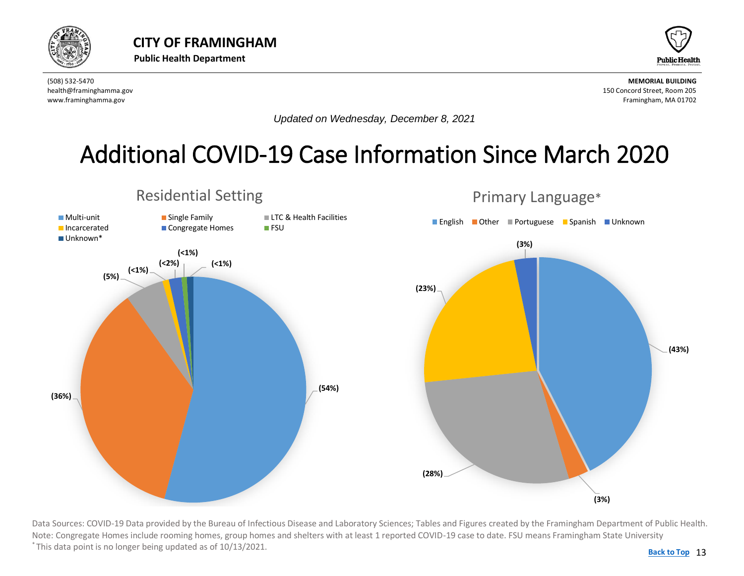**CITY OF FRAMINGHAM**
**Public Health Department**

(508) 532-5470
health@framinghamma.gov
www.framinghamma.gov

**MEMORIAL BUILDING**
150 Concord Street, Room 205
Framingham, MA 01702

*Updated on Wednesday, December 8, 2021*

# Additional COVID-19 Case Information Since March 2020

## Residential Setting

Multi-unit
Single Family
LTC & Health Facilities
Incarcerated
Congregate Homes
FSU
Unknown*

(54%)
(36%)
(5%)
(<1%)
(<2%)
(<1%)
(<1%)

## Primary Language*

English
Other
Portuguese
Spanish
Unknown

(43%)
(3%)
(28%)
(23%)
(3%)

Data Sources: COVID-19 Data provided by the Bureau of Infectious Disease and Laboratory Sciences; Tables and Figures created by the Framingham Department of Public Health.
Note: Congregate Homes include rooming homes, group homes and shelters with at least 1 reported COVID-19 case to date. FSU means Framingham State University
* This data point is no longer being updated as of 10/13/2021.

Back to Top